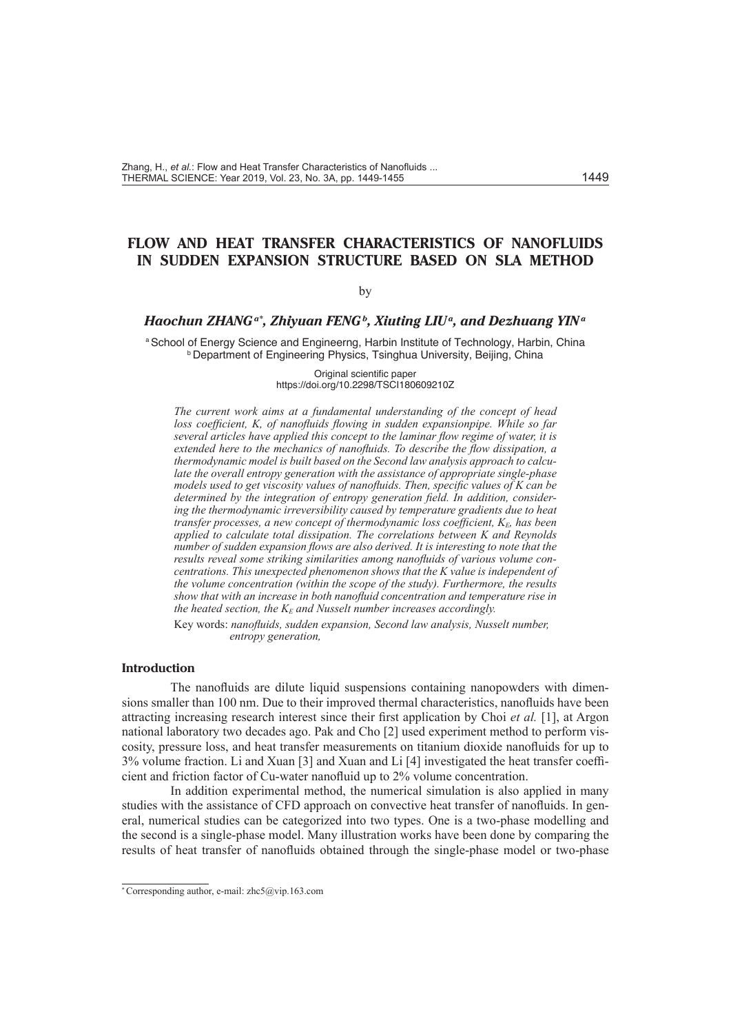# FLOW AND HEAT TRANSFER CHARACTERISTICS OF NANOFLUIDS IN SUDDEN EXPANSION STRUCTURE BASED ON SLA METHOD

by

***Haochun ZHANG[a*], Zhiyuan FENG[b], Xiuting LIU[a], and Dezhuang YIN[a]***

[a] School of Energy Science and Engineerng, Harbin Institute of Technology, Harbin, China
[b] Department of Engineering Physics, Tsinghua University, Beijing, China

Original scientific paper
https://doi.org/10.2298/TSCI180609210Z

*The current work aims at a fundamental understanding of the concept of head loss coefficient, K, of nanofluids flowing in sudden expansionpipe. While so far several articles have applied this concept to the laminar flow regime of water, it is extended here to the mechanics of nanofluids. To describe the flow dissipation, a thermodynamic model is built based on the Second law analysis approach to calculate the overall entropy generation with the assistance of appropriate single-phase models used to get viscosity values of nanofluids. Then, specific values of K can be determined by the integration of entropy generation field. In addition, considering the thermodynamic irreversibility caused by temperature gradients due to heat transfer processes, a new concept of thermodynamic loss coefficient, $K_E$, has been applied to calculate total dissipation. The correlations between K and Reynolds number of sudden expansion flows are also derived. It is interesting to note that the results reveal some striking similarities among nanofluids of various volume concentrations. This unexpected phenomenon shows that the K value is independent of the volume concentration (within the scope of the study). Furthermore, the results show that with an increase in both nanofluid concentration and temperature rise in the heated section, the $K_E$ and Nusselt number increases accordingly.*

Key words: *nanofluids, sudden expansion, Second law analysis, Nusselt number, entropy generation,*

## Introduction

The nanofluids are dilute liquid suspensions containing nanopowders with dimensions smaller than 100 nm. Due to their improved thermal characteristics, nanofluids have been attracting increasing research interest since their first application by Choi *et al.* [1], at Argon national laboratory two decades ago. Pak and Cho [2] used experiment method to perform viscosity, pressure loss, and heat transfer measurements on titanium dioxide nanofluids for up to 3% volume fraction. Li and Xuan [3] and Xuan and Li [4] investigated the heat transfer coefficient and friction factor of Cu-water nanofluid up to 2% volume concentration.

In addition experimental method, the numerical simulation is also applied in many studies with the assistance of CFD approach on convective heat transfer of nanofluids. In general, numerical studies can be categorized into two types. One is a two-phase modelling and the second is a single-phase model. Many illustration works have been done by comparing the results of heat transfer of nanofluids obtained through the single-phase model or two-phase

---

\* Corresponding author, e-mail: zhc5@vip.163.com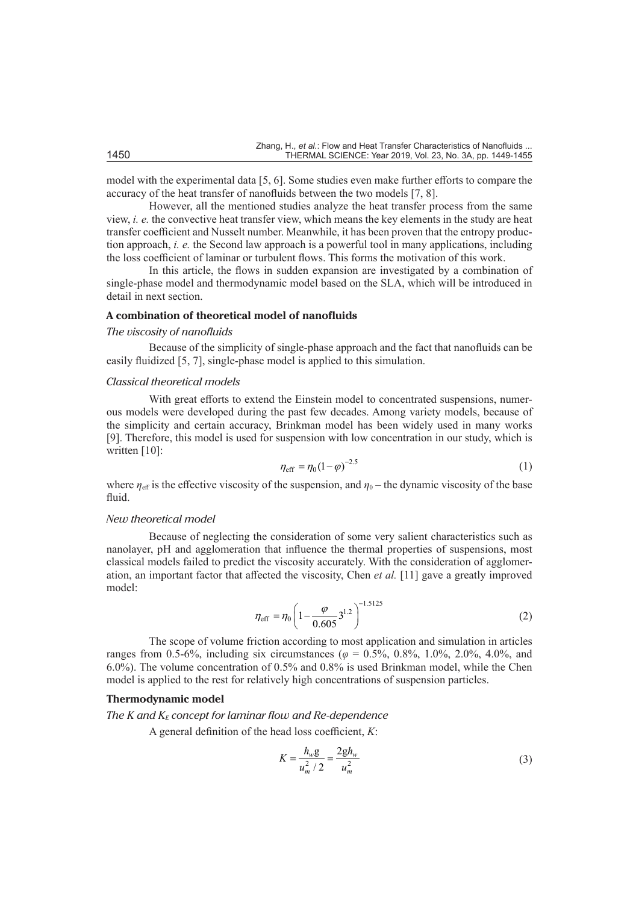model with the experimental data [5, 6]. Some studies even make further efforts to compare the accuracy of the heat transfer of nanofluids between the two models [7, 8].

However, all the mentioned studies analyze the heat transfer process from the same view, *i. e.* the convective heat transfer view, which means the key elements in the study are heat transfer coefficient and Nusselt number. Meanwhile, it has been proven that the entropy production approach, *i. e.* the Second law approach is a powerful tool in many applications, including the loss coefficient of laminar or turbulent flows. This forms the motivation of this work.

In this article, the flows in sudden expansion are investigated by a combination of single-phase model and thermodynamic model based on the SLA, which will be introduced in detail in next section.

## A combination of theoretical model of nanofluids

### *The viscosity of nanofluids*

Because of the simplicity of single-phase approach and the fact that nanofluids can be easily fluidized [5, 7], single-phase model is applied to this simulation.

### *Classical theoretical models*

With great efforts to extend the Einstein model to concentrated suspensions, numerous models were developed during the past few decades. Among variety models, because of the simplicity and certain accuracy, Brinkman model has been widely used in many works [9]. Therefore, this model is used for suspension with low concentration in our study, which is written [10]:

$$\eta_{\text{eff}} = \eta_0 (1-\varphi)^{-2.5} \tag{1}$$

where $\eta_{\text{eff}}$ is the effective viscosity of the suspension, and $\eta_0$ – the dynamic viscosity of the base fluid.

### *New theoretical model*

Because of neglecting the consideration of some very salient characteristics such as nanolayer, pH and agglomeration that influence the thermal properties of suspensions, most classical models failed to predict the viscosity accurately. With the consideration of agglomeration, an important factor that affected the viscosity, Chen *et al.* [11] gave a greatly improved model:

$$\eta_{\text{eff}} = \eta_0 \left(1 - \frac{\varphi}{0.605} 3^{1.2}\right)^{-1.5125} \tag{2}$$

The scope of volume friction according to most application and simulation in articles ranges from 0.5-6%, including six circumstances ($\varphi$ = 0.5%, 0.8%, 1.0%, 2.0%, 4.0%, and 6.0%). The volume concentration of 0.5% and 0.8% is used Brinkman model, while the Chen model is applied to the rest for relatively high concentrations of suspension particles.

## Thermodynamic model

### *The K and $K_E$ concept for laminar flow and Re-dependence*

A general definition of the head loss coefficient, *K*:

$$K = \frac{h_w \text{g}}{u_m^2 / 2} = \frac{2\text{g}h_w}{u_m^2} \tag{3}$$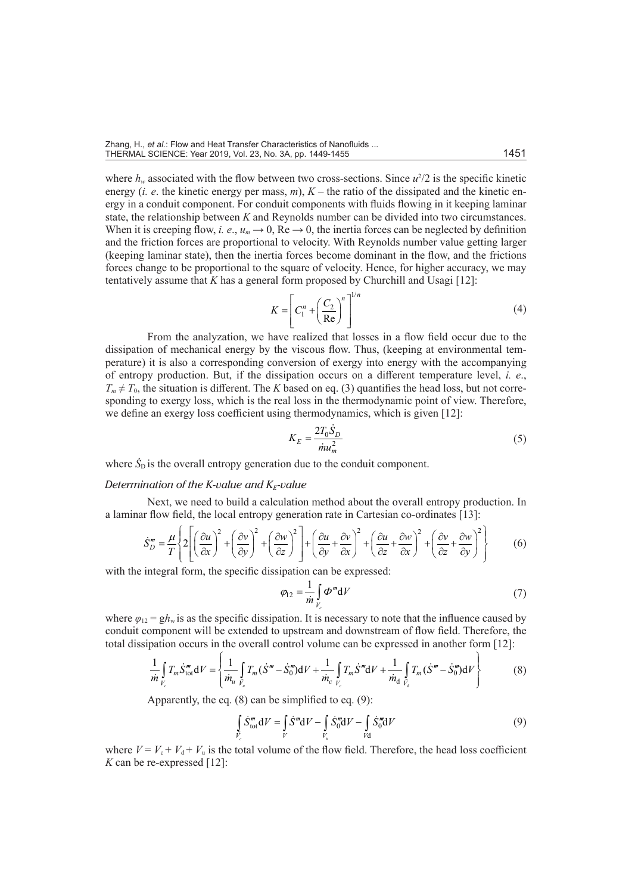where $h_w$ associated with the flow between two cross-sections. Since $u^2/2$ is the specific kinetic energy (*i. e*. the kinetic energy per mass, $m$), $K$ – the ratio of the dissipated and the kinetic energy in a conduit component. For conduit components with fluids flowing in it keeping laminar state, the relationship between $K$ and Reynolds number can be divided into two circumstances. When it is creeping flow, *i. e*., $u_m \rightarrow 0$, $\text{Re} \rightarrow 0$, the inertia forces can be neglected by definition and the friction forces are proportional to velocity. With Reynolds number value getting larger (keeping laminar state), then the inertia forces become dominant in the flow, and the frictions forces change to be proportional to the square of velocity. Hence, for higher accuracy, we may tentatively assume that $K$ has a general form proposed by Churchill and Usagi [12]:

$$K = \left[ C_1^n + \left( \frac{C_2}{\text{Re}} \right)^n \right]^{1/n} \tag{4}$$

From the analyzation, we have realized that losses in a flow field occur due to the dissipation of mechanical energy by the viscous flow. Thus, (keeping at environmental temperature) it is also a corresponding conversion of exergy into energy with the accompanying of entropy production. But, if the dissipation occurs on a different temperature level, *i. e*., $T_m \neq T_0$, the situation is different. The $K$ based on eq. (3) quantifies the head loss, but not corresponding to exergy loss, which is the real loss in the thermodynamic point of view. Therefore, we define an exergy loss coefficient using thermodynamics, which is given [12]:

$$K_E = \frac{2T_0 \dot{S}_D}{\dot{m} u_m^2} \tag{5}$$

where $\dot{S}_D$ is the overall entropy generation due to the conduit component.

### *Determination of the K-value and $K_E$-value*

Next, we need to build a calculation method about the overall entropy production. In a laminar flow field, the local entropy generation rate in Cartesian co-ordinates [13]:

$$\dot{S}_D''' = \frac{\mu}{T} \left\{ 2\left[ \left( \frac{\partial u}{\partial x} \right)^2 + \left( \frac{\partial v}{\partial y} \right)^2 + \left( \frac{\partial w}{\partial z} \right)^2 \right] + \left( \frac{\partial u}{\partial y} + \frac{\partial v}{\partial x} \right)^2 + \left( \frac{\partial u}{\partial z} + \frac{\partial w}{\partial x} \right)^2 + \left( \frac{\partial v}{\partial z} + \frac{\partial w}{\partial y} \right)^2 \right\} \tag{6}$$

with the integral form, the specific dissipation can be expressed:

$$\varphi_{12} = \frac{1}{\dot{m}} \int_{V_c} \Phi''' \mathrm{d}V \tag{7}$$

where $\varphi_{12} = gh_w$ is as the specific dissipation. It is necessary to note that the influence caused by conduit component will be extended to upstream and downstream of flow field. Therefore, the total dissipation occurs in the overall control volume can be expressed in another form [12]:

$$\frac{1}{\dot{m}} \int_{V_c} T_m \dot{S}_{\text{tot}}''' \mathrm{d}V = \left\{ \frac{1}{\dot{m}_u} \int_{V_u} T_m (\dot{S}''' - \dot{S}_0''') \mathrm{d}V + \frac{1}{\dot{m}_c} \int_{V_c} T_m \dot{S}''' \mathrm{d}V + \frac{1}{\dot{m}_\mathrm{d}} \int_{V_\mathrm{d}} T_m (\dot{S}''' - \dot{S}_0''') \mathrm{d}V \right\} \tag{8}$$

Apparently, the eq. (8) can be simplified to eq. (9):

$$\int_{V_c} \dot{S}_{\text{tot}}''' \mathrm{d}V = \int_{V} \dot{S}''' \mathrm{d}V - \int_{V_u} \dot{S}_0''' \mathrm{d}V - \int_{V\mathrm{d}} \dot{S}_0''' \mathrm{d}V \tag{9}$$

where $V = V_c + V_\mathrm{d} + V_u$ is the total volume of the flow field. Therefore, the head loss coefficient $K$ can be re-expressed [12]: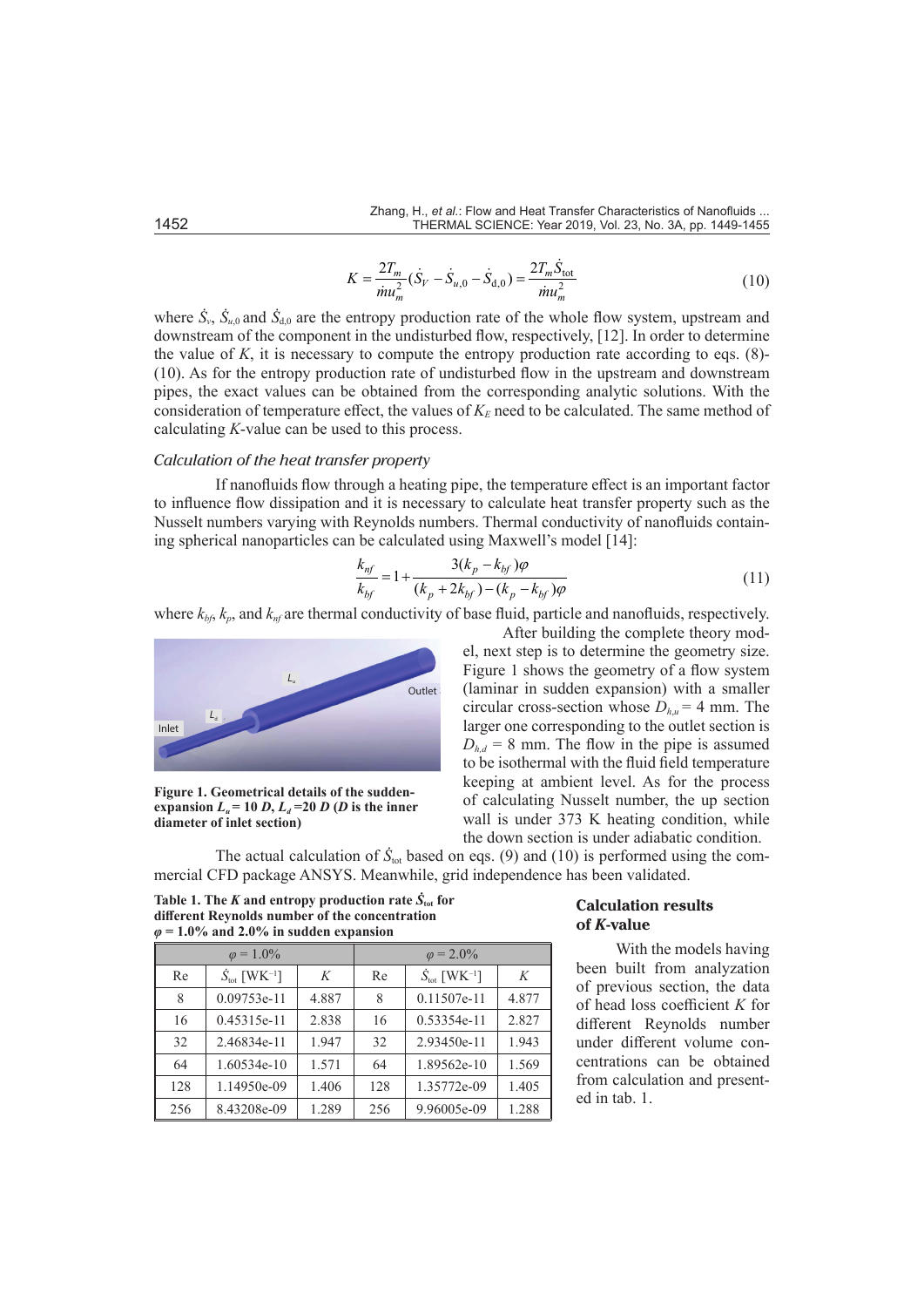$$K = \frac{2T_m}{\dot{m}u_m^2}(\dot{S}_V - \dot{S}_{u,0} - \dot{S}_{d,0}) = \frac{2T_m \dot{S}_{\text{tot}}}{\dot{m}u_m^2} \tag{10}$$

where $\dot{S}_v$, $\dot{S}_{u,0}$ and $\dot{S}_{d,0}$ are the entropy production rate of the whole flow system, upstream and downstream of the component in the undisturbed flow, respectively, [12]. In order to determine the value of $K$, it is necessary to compute the entropy production rate according to eqs. (8)-(10). As for the entropy production rate of undisturbed flow in the upstream and downstream pipes, the exact values can be obtained from the corresponding analytic solutions. With the consideration of temperature effect, the values of $K_E$ need to be calculated. The same method of calculating $K$-value can be used to this process.

### *Calculation of the heat transfer property*

If nanofluids flow through a heating pipe, the temperature effect is an important factor to influence flow dissipation and it is necessary to calculate heat transfer property such as the Nusselt numbers varying with Reynolds numbers. Thermal conductivity of nanofluids containing spherical nanoparticles can be calculated using Maxwell's model [14]:

$$\frac{k_{nf}}{k_{bf}} = 1 + \frac{3(k_p - k_{bf})\varphi}{(k_p + 2k_{bf}) - (k_p - k_{bf})\varphi} \tag{11}$$

where $k_{bf}$, $k_p$, and $k_{nf}$ are thermal conductivity of base fluid, particle and nanofluids, respectively.

After building the complete theory model, next step is to determine the geometry size. Figure 1 shows the geometry of a flow system (laminar in sudden expansion) with a smaller circular cross-section whose $D_{h,u}$ = 4 mm. The larger one corresponding to the outlet section is $D_{h,d}$ = 8 mm. The flow in the pipe is assumed to be isothermal with the fluid field temperature keeping at ambient level. As for the process of calculating Nusselt number, the up section wall is under 373 K heating condition, while the down section is under adiabatic condition.

**Figure 1. Geometrical details of the sudden-expansion $L_u$ = 10 $D$, $L_d$ =20 $D$ ($D$ is the inner diameter of inlet section)**

The actual calculation of $\dot{S}_{\text{tot}}$ based on eqs. (9) and (10) is performed using the commercial CFD package ANSYS. Meanwhile, grid independence has been validated.

## Calculation results of $K$-value

With the models having been built from analyzation of previous section, the data of head loss coefficient $K$ for different Reynolds number under different volume concentrations can be obtained from calculation and presented in tab. 1.

**Table 1. The $K$ and entropy production rate $\dot{S}_{\text{tot}}$ for different Reynolds number of the concentration $\varphi$ = 1.0% and 2.0% in sudden expansion**

| $\varphi$ = 1.0% | | | $\varphi$ = 2.0% | | |
|---|---|---|---|---|---|
| Re | $\dot{S}_{\text{tot}}$ [WK$^{-1}$] | $K$ | Re | $\dot{S}_{\text{tot}}$ [WK$^{-1}$] | $K$ |
| 8 | 0.09753e-11 | 4.887 | 8 | 0.11507e-11 | 4.877 |
| 16 | 0.45315e-11 | 2.838 | 16 | 0.53354e-11 | 2.827 |
| 32 | 2.46834e-11 | 1.947 | 32 | 2.93450e-11 | 1.943 |
| 64 | 1.60534e-10 | 1.571 | 64 | 1.89562e-10 | 1.569 |
| 128 | 1.14950e-09 | 1.406 | 128 | 1.35772e-09 | 1.405 |
| 256 | 8.43208e-09 | 1.289 | 256 | 9.96005e-09 | 1.288 |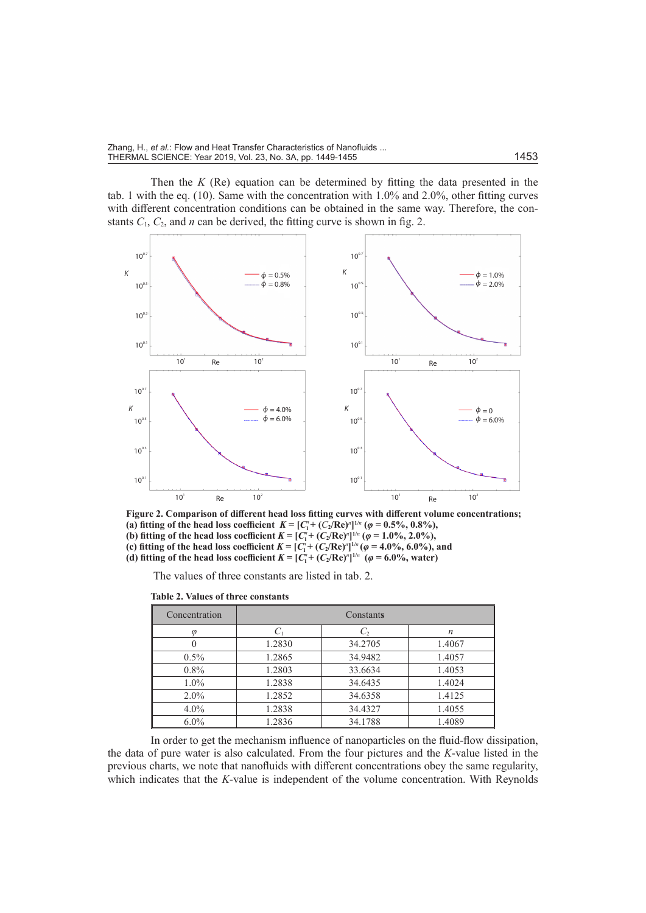Then the $K$ (Re) equation can be determined by fitting the data presented in the tab. 1 with the eq. (10). Same with the concentration with 1.0% and 2.0%, other fitting curves with different concentration conditions can be obtained in the same way. Therefore, the constants $C_1$, $C_2$, and $n$ can be derived, the fitting curve is shown in fig. 2.

**Figure 2. Comparison of different head loss fitting curves with different volume concentrations; (a) fitting of the head loss coefficient $K = [C_1^n + (C_2/\text{Re})^n]^{1/n}$ ($\varphi$ = 0.5%, 0.8%), (b) fitting of the head loss coefficient $K = [C_1^n + (C_2/\text{Re})^n]^{1/n}$ ($\varphi$ = 1.0%, 2.0%), (c) fitting of the head loss coefficient $K = [C_1^n + (C_2/\text{Re})^n]^{1/n}$ ($\varphi$ = 4.0%, 6.0%), and (d) fitting of the head loss coefficient $K = [C_1^n + (C_2/\text{Re})^n]^{1/n}$ ($\varphi$ = 6.0%, water)**

The values of three constants are listed in tab. 2.

**Table 2. Values of three constants**

| Concentration | Constants | | |
|---|---|---|---|
| $\varphi$ | $C_1$ | $C_2$ | $n$ |
| 0 | 1.2830 | 34.2705 | 1.4067 |
| 0.5% | 1.2865 | 34.9482 | 1.4057 |
| 0.8% | 1.2803 | 33.6634 | 1.4053 |
| 1.0% | 1.2838 | 34.6435 | 1.4024 |
| 2.0% | 1.2852 | 34.6358 | 1.4125 |
| 4.0% | 1.2838 | 34.4327 | 1.4055 |
| 6.0% | 1.2836 | 34.1788 | 1.4089 |

In order to get the mechanism influence of nanoparticles on the fluid-flow dissipation, the data of pure water is also calculated. From the four pictures and the $K$-value listed in the previous charts, we note that nanofluids with different concentrations obey the same regularity, which indicates that the $K$-value is independent of the volume concentration. With Reynolds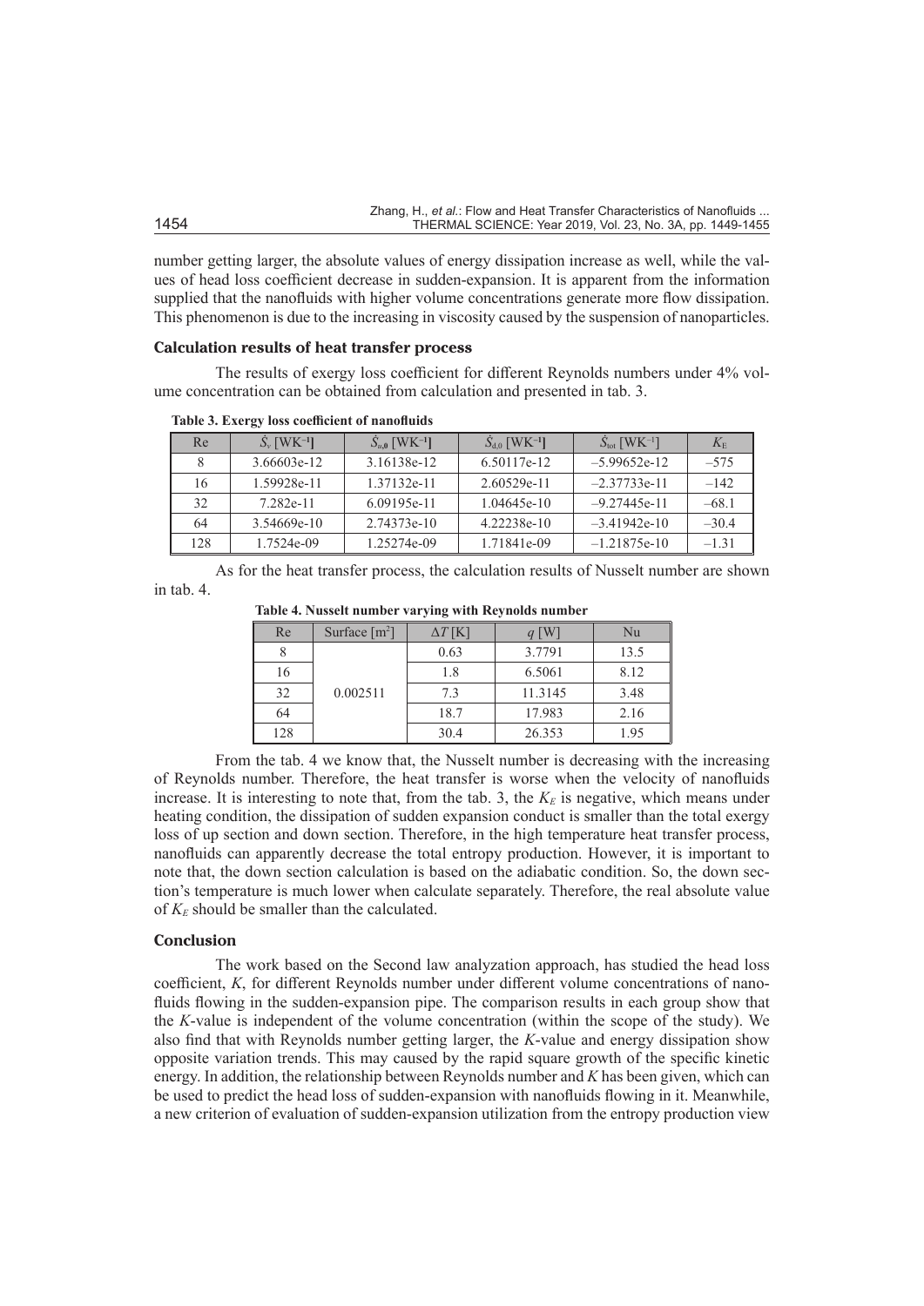number getting larger, the absolute values of energy dissipation increase as well, while the values of head loss coefficient decrease in sudden-expansion. It is apparent from the information supplied that the nanofluids with higher volume concentrations generate more flow dissipation. This phenomenon is due to the increasing in viscosity caused by the suspension of nanoparticles.

### Calculation results of heat transfer process

The results of exergy loss coefficient for different Reynolds numbers under 4% volume concentration can be obtained from calculation and presented in tab. 3.

**Table 3. Exergy loss coefficient of nanofluids**

| Re | $\dot{S}_v$ [WK$^{-1}$] | $\dot{S}_{u,0}$ [WK$^{-1}$] | $\dot{S}_{d,0}$ [WK$^{-1}$] | $\dot{S}_{tot}$ [WK$^{-1}$] | $K_E$ |
|---|---|---|---|---|---|
| 8 | 3.66603e-12 | 3.16138e-12 | 6.50117e-12 | –5.99652e-12 | –575 |
| 16 | 1.59928e-11 | 1.37132e-11 | 2.60529e-11 | –2.37733e-11 | –142 |
| 32 | 7.282e-11 | 6.09195e-11 | 1.04645e-10 | –9.27445e-11 | –68.1 |
| 64 | 3.54669e-10 | 2.74373e-10 | 4.22238e-10 | –3.41942e-10 | –30.4 |
| 128 | 1.7524e-09 | 1.25274e-09 | 1.71841e-09 | –1.21875e-10 | –1.31 |

As for the heat transfer process, the calculation results of Nusselt number are shown in tab. 4.

**Table 4. Nusselt number varying with Reynolds number**

| Re | Surface [m$^2$] | $\Delta T$ [K] | $q$ [W] | Nu |
|---|---|---|---|---|
| 8 | 0.002511 | 0.63 | 3.7791 | 13.5 |
| 16 | | 1.8 | 6.5061 | 8.12 |
| 32 | | 7.3 | 11.3145 | 3.48 |
| 64 | | 18.7 | 17.983 | 2.16 |
| 128 | | 30.4 | 26.353 | 1.95 |

From the tab. 4 we know that, the Nusselt number is decreasing with the increasing of Reynolds number. Therefore, the heat transfer is worse when the velocity of nanofluids increase. It is interesting to note that, from the tab. 3, the $K_E$ is negative, which means under heating condition, the dissipation of sudden expansion conduct is smaller than the total exergy loss of up section and down section. Therefore, in the high temperature heat transfer process, nanofluids can apparently decrease the total entropy production. However, it is important to note that, the down section calculation is based on the adiabatic condition. So, the down section's temperature is much lower when calculate separately. Therefore, the real absolute value of $K_E$ should be smaller than the calculated.

### Conclusion

The work based on the Second law analyzation approach, has studied the head loss coefficient, $K$, for different Reynolds number under different volume concentrations of nanofluids flowing in the sudden-expansion pipe. The comparison results in each group show that the $K$-value is independent of the volume concentration (within the scope of the study). We also find that with Reynolds number getting larger, the $K$-value and energy dissipation show opposite variation trends. This may caused by the rapid square growth of the specific kinetic energy. In addition, the relationship between Reynolds number and $K$ has been given, which can be used to predict the head loss of sudden-expansion with nanofluids flowing in it. Meanwhile, a new criterion of evaluation of sudden-expansion utilization from the entropy production view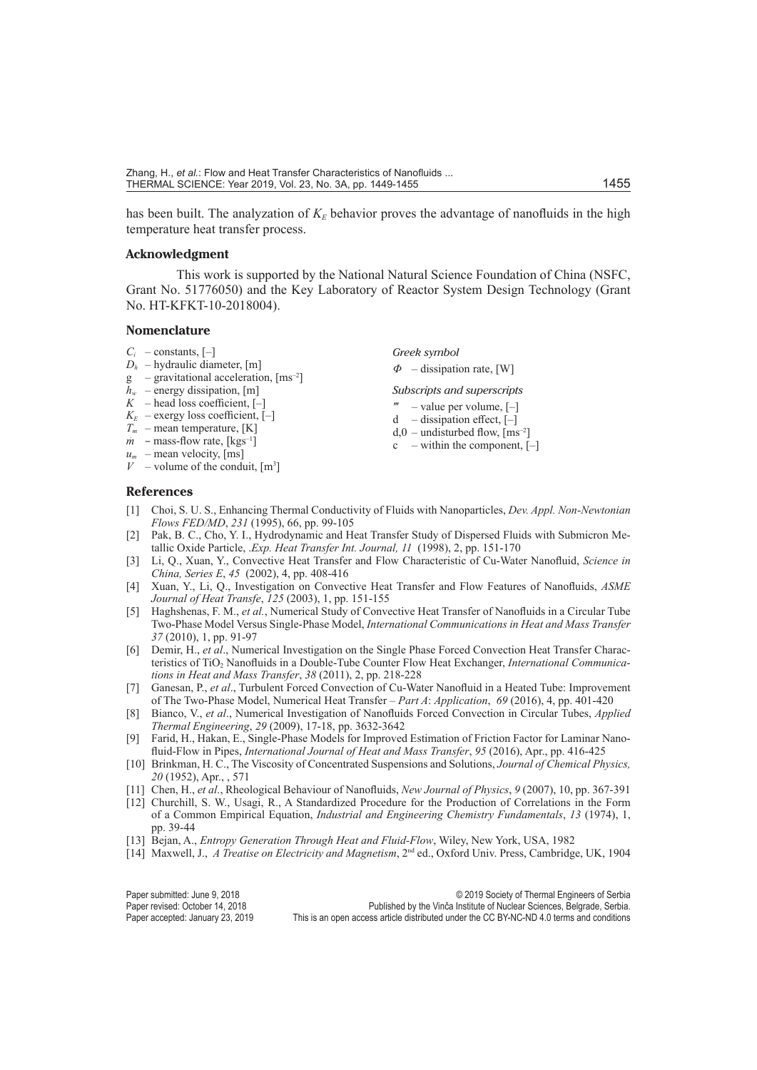has been built. The analyzation of $K_E$ behavior proves the advantage of nanofluids in the high temperature heat transfer process.

## Acknowledgment

This work is supported by the National Natural Science Foundation of China (NSFC, Grant No. 51776050) and the Key Laboratory of Reactor System Design Technology (Grant No. HT-KFKT-10-2018004).

## Nomenclature

- $C_i$ – constants, [–]
- $D_h$ – hydraulic diameter, [m]
- g – gravitational acceleration, [ms$^{-2}$]
- $h_w$ – energy dissipation, [m]
- $K$ – head loss coefficient, [–]
- $K_E$ – exergy loss coefficient, [–]
- $T_m$ – mean temperature, [K]
- $\dot{m}$ – mass-flow rate, [kgs$^{-1}$]
- $u_m$ – mean velocity, [ms]
- $V$ – volume of the conduit, [m$^3$]

*Greek symbol*

- $\Phi$ – dissipation rate, [W]

*Subscripts and superscripts*

- $'''$ – value per volume, [–]
- d – dissipation effect, [–]
- d,0 – undisturbed flow, [ms$^{-2}$]
- c – within the component, [–]

## References

[1] Choi, S. U. S., Enhancing Thermal Conductivity of Fluids with Nanoparticles, *Dev. Appl. Non-Newtonian Flows FED/MD*, *231* (1995), 66, pp. 99-105

[2] Pak, B. C., Cho, Y. I., Hydrodynamic and Heat Transfer Study of Dispersed Fluids with Submicron Metallic Oxide Particle, *.Exp. Heat Transfer Int. Journal, 11* (1998), 2, pp. 151-170

[3] Li, Q., Xuan, Y., Convective Heat Transfer and Flow Characteristic of Cu-Water Nanofluid, *Science in China, Series E*, *45* (2002), 4, pp. 408-416

[4] Xuan, Y., Li, Q., Investigation on Convective Heat Transfer and Flow Features of Nanofluids, *ASME Journal of Heat Transfe*, *125* (2003), 1, pp. 151-155

[5] Haghshenas, F. M., *et al.*, Numerical Study of Convective Heat Transfer of Nanofluids in a Circular Tube Two-Phase Model Versus Single-Phase Model, *International Communications in Heat and Mass Transfer 37* (2010), 1, pp. 91-97

[6] Demir, H., *et al*., Numerical Investigation on the Single Phase Forced Convection Heat Transfer Characteristics of $TiO_2$ Nanofluids in a Double-Tube Counter Flow Heat Exchanger, *International Communications in Heat and Mass Transfer*, *38* (2011), 2, pp. 218-228

[7] Ganesan, P., *et al*., Turbulent Forced Convection of Cu-Water Nanofluid in a Heated Tube: Improvement of The Two-Phase Model, Numerical Heat Transfer – *Part A*: *Application*, *69* (2016), 4, pp. 401-420

[8] Bianco, V., *et al*., Numerical Investigation of Nanofluids Forced Convection in Circular Tubes, *Applied Thermal Engineering*, *29* (2009), 17-18, pp. 3632-3642

[9] Farid, H., Hakan, E., Single-Phase Models for Improved Estimation of Friction Factor for Laminar Nanofluid-Flow in Pipes, *International Journal of Heat and Mass Transfer*, *95* (2016), Apr., pp. 416-425

[10] Brinkman, H. C., The Viscosity of Concentrated Suspensions and Solutions, *Journal of Chemical Physics, 20* (1952), Apr., , 571

[11] Chen, H., *et al*., Rheological Behaviour of Nanofluids, *New Journal of Physics*, *9* (2007), 10, pp. 367-391

[12] Churchill, S. W., Usagi, R., A Standardized Procedure for the Production of Correlations in the Form of a Common Empirical Equation, *Industrial and Engineering Chemistry Fundamentals*, *13* (1974), 1, pp. 39-44

[13] Bejan, A., *Entropy Generation Through Heat and Fluid-Flow*, Wiley, New York, USA, 1982

[14] Maxwell, J., *A Treatise on Electricity and Magnetism*, 2nd ed., Oxford Univ. Press, Cambridge, UK, 1904

Paper submitted: June 9, 2018
Paper revised: October 14, 2018
Paper accepted: January 23, 2019

© 2019 Society of Thermal Engineers of Serbia
Published by the Vinča Institute of Nuclear Sciences, Belgrade, Serbia.
This is an open access article distributed under the CC BY-NC-ND 4.0 terms and conditions